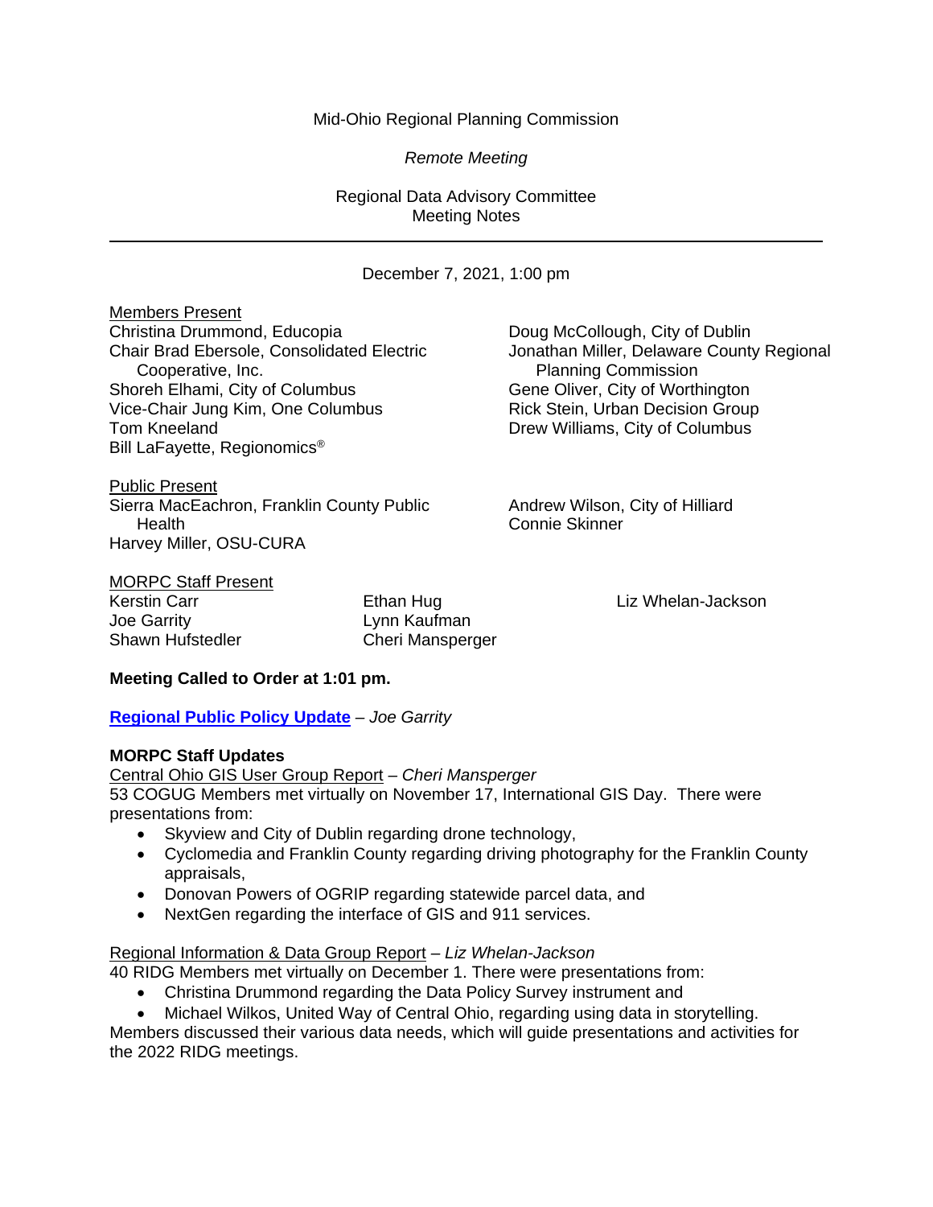Mid-Ohio Regional Planning Commission

*Remote Meeting*

Regional Data Advisory Committee
Meeting Notes

---

December 7, 2021, 1:00 pm

Members Present

Christina Drummond, Educopia
Chair Brad Ebersole, Consolidated Electric Cooperative, Inc.
Shoreh Elhami, City of Columbus
Vice-Chair Jung Kim, One Columbus
Tom Kneeland
Bill LaFayette, Regionomics®
Doug McCollough, City of Dublin
Jonathan Miller, Delaware County Regional Planning Commission
Gene Oliver, City of Worthington
Rick Stein, Urban Decision Group
Drew Williams, City of Columbus

Public Present

Sierra MacEachron, Franklin County Public Health
Harvey Miller, OSU-CURA
Andrew Wilson, City of Hilliard
Connie Skinner

MORPC Staff Present

Kerstin Carr
Joe Garrity
Shawn Hufstedler
Ethan Hug
Lynn Kaufman
Cheri Mansperger
Liz Whelan-Jackson

**Meeting Called to Order at 1:01 pm.**

**Regional Public Policy Update** – *Joe Garrity*

**MORPC Staff Updates**

Central Ohio GIS User Group Report – *Cheri Mansperger*

53 COGUG Members met virtually on November 17, International GIS Day. There were presentations from:

- Skyview and City of Dublin regarding drone technology,
- Cyclomedia and Franklin County regarding driving photography for the Franklin County appraisals,
- Donovan Powers of OGRIP regarding statewide parcel data, and
- NextGen regarding the interface of GIS and 911 services.

Regional Information & Data Group Report – *Liz Whelan-Jackson*

40 RIDG Members met virtually on December 1. There were presentations from:

- Christina Drummond regarding the Data Policy Survey instrument and
- Michael Wilkos, United Way of Central Ohio, regarding using data in storytelling.

Members discussed their various data needs, which will guide presentations and activities for the 2022 RIDG meetings.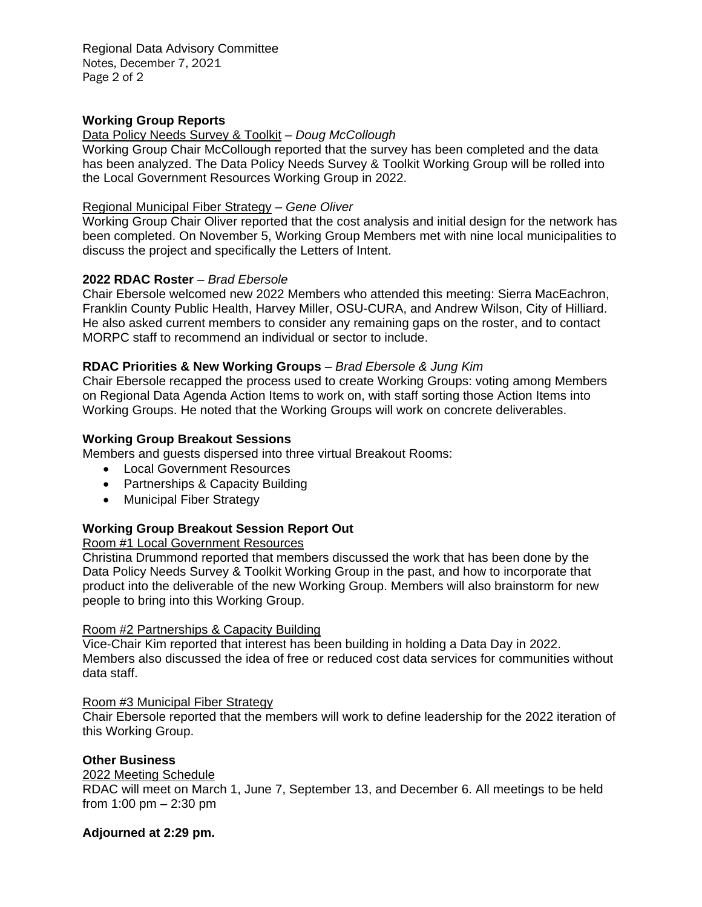## Working Group Reports

Data Policy Needs Survey & Toolkit – *Doug McCollough*

Working Group Chair McCollough reported that the survey has been completed and the data has been analyzed. The Data Policy Needs Survey & Toolkit Working Group will be rolled into the Local Government Resources Working Group in 2022.

Regional Municipal Fiber Strategy – *Gene Oliver*

Working Group Chair Oliver reported that the cost analysis and initial design for the network has been completed. On November 5, Working Group Members met with nine local municipalities to discuss the project and specifically the Letters of Intent.

## 2022 RDAC Roster – *Brad Ebersole*

Chair Ebersole welcomed new 2022 Members who attended this meeting: Sierra MacEachron, Franklin County Public Health, Harvey Miller, OSU-CURA, and Andrew Wilson, City of Hilliard. He also asked current members to consider any remaining gaps on the roster, and to contact MORPC staff to recommend an individual or sector to include.

## RDAC Priorities & New Working Groups – *Brad Ebersole & Jung Kim*

Chair Ebersole recapped the process used to create Working Groups: voting among Members on Regional Data Agenda Action Items to work on, with staff sorting those Action Items into Working Groups. He noted that the Working Groups will work on concrete deliverables.

## Working Group Breakout Sessions

Members and guests dispersed into three virtual Breakout Rooms:

- Local Government Resources
- Partnerships & Capacity Building
- Municipal Fiber Strategy

## Working Group Breakout Session Report Out

Room #1 Local Government Resources

Christina Drummond reported that members discussed the work that has been done by the Data Policy Needs Survey & Toolkit Working Group in the past, and how to incorporate that product into the deliverable of the new Working Group. Members will also brainstorm for new people to bring into this Working Group.

Room #2 Partnerships & Capacity Building

Vice-Chair Kim reported that interest has been building in holding a Data Day in 2022. Members also discussed the idea of free or reduced cost data services for communities without data staff.

Room #3 Municipal Fiber Strategy

Chair Ebersole reported that the members will work to define leadership for the 2022 iteration of this Working Group.

## Other Business

2022 Meeting Schedule

RDAC will meet on March 1, June 7, September 13, and December 6. All meetings to be held from 1:00 pm – 2:30 pm

**Adjourned at 2:29 pm.**